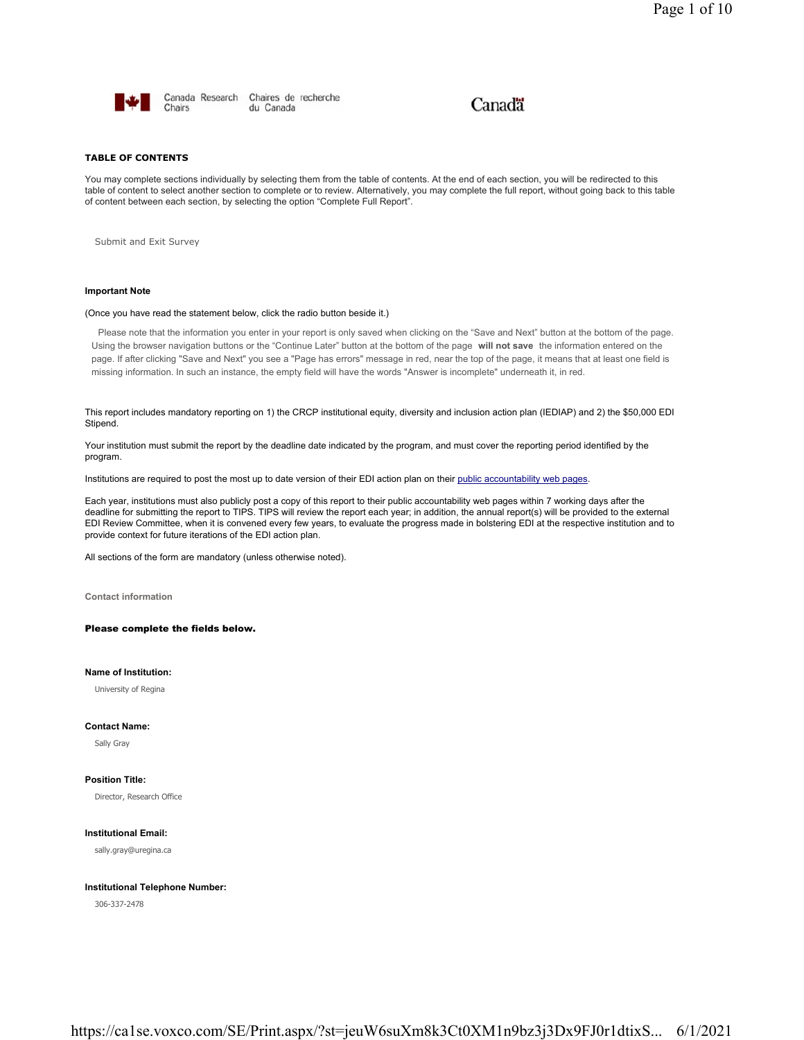Canada Research Chairs | Chaires de recherche du Canada

Canada

**TABLE OF CONTENTS**

You may complete sections individually by selecting them from the table of contents. At the end of each section, you will be redirected to this table of content to select another section to complete or to review. Alternatively, you may complete the full report, without going back to this table of content between each section, by selecting the option "Complete Full Report".

Submit and Exit Survey

**Important Note**

(Once you have read the statement below, click the radio button beside it.)

Please note that the information you enter in your report is only saved when clicking on the "Save and Next" button at the bottom of the page. Using the browser navigation buttons or the "Continue Later" button at the bottom of the page **will not save** the information entered on the page. If after clicking "Save and Next" you see a "Page has errors" message in red, near the top of the page, it means that at least one field is missing information. In such an instance, the empty field will have the words "Answer is incomplete" underneath it, in red.

This report includes mandatory reporting on 1) the CRCP institutional equity, diversity and inclusion action plan (IEDIAP) and 2) the $50,000 EDI Stipend.

Your institution must submit the report by the deadline date indicated by the program, and must cover the reporting period identified by the program.

Institutions are required to post the most up to date version of their EDI action plan on their public accountability web pages.

Each year, institutions must also publicly post a copy of this report to their public accountability web pages within 7 working days after the deadline for submitting the report to TIPS. TIPS will review the report each year; in addition, the annual report(s) will be provided to the external EDI Review Committee, when it is convened every few years, to evaluate the progress made in bolstering EDI at the respective institution and to provide context for future iterations of the EDI action plan.

All sections of the form are mandatory (unless otherwise noted).

Contact information

**Please complete the fields below.**

**Name of Institution:**

University of Regina

**Contact Name:**

Sally Gray

**Position Title:**

Director, Research Office

**Institutional Email:**

sally.gray@uregina.ca

**Institutional Telephone Number:**

306-337-2478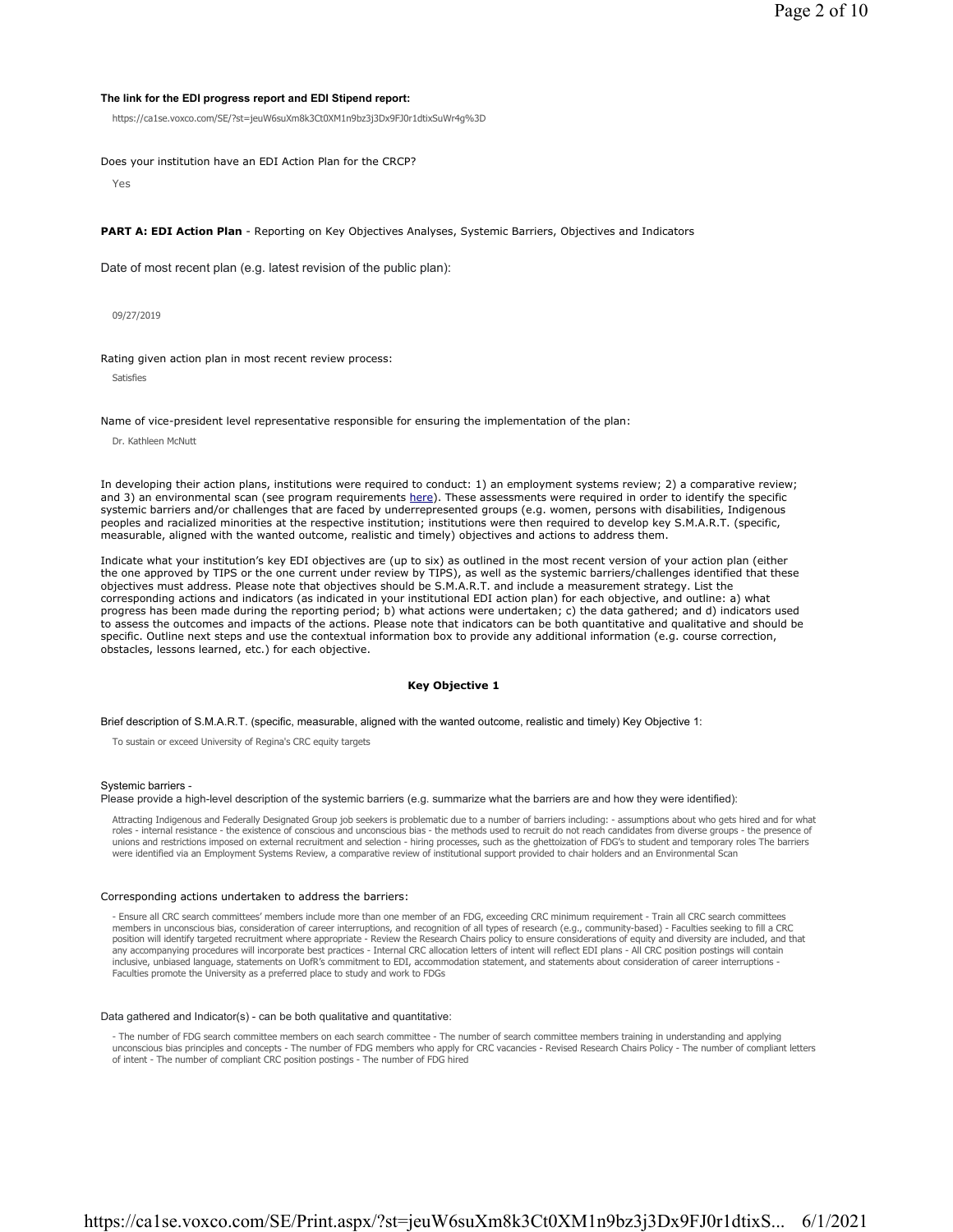**The link for the EDI progress report and EDI Stipend report:**

https://ca1se.voxco.com/SE/?st=jeuW6suXm8k3Ct0XM1n9bz3j3Dx9FJ0r1dtixSuWr4g%3D

Does your institution have an EDI Action Plan for the CRCP?

Yes

**PART A: EDI Action Plan** - Reporting on Key Objectives Analyses, Systemic Barriers, Objectives and Indicators

Date of most recent plan (e.g. latest revision of the public plan):

09/27/2019

Rating given action plan in most recent review process:

Satisfies

Name of vice-president level representative responsible for ensuring the implementation of the plan:

Dr. Kathleen McNutt

In developing their action plans, institutions were required to conduct: 1) an employment systems review; 2) a comparative review; and 3) an environmental scan (see program requirements here). These assessments were required in order to identify the specific systemic barriers and/or challenges that are faced by underrepresented groups (e.g. women, persons with disabilities, Indigenous peoples and racialized minorities at the respective institution; institutions were then required to develop key S.M.A.R.T. (specific, measurable, aligned with the wanted outcome, realistic and timely) objectives and actions to address them.

Indicate what your institution's key EDI objectives are (up to six) as outlined in the most recent version of your action plan (either the one approved by TIPS or the one current under review by TIPS), as well as the systemic barriers/challenges identified that these objectives must address. Please note that objectives should be S.M.A.R.T. and include a measurement strategy. List the corresponding actions and indicators (as indicated in your institutional EDI action plan) for each objective, and outline: a) what progress has been made during the reporting period; b) what actions were undertaken; c) the data gathered; and d) indicators used to assess the outcomes and impacts of the actions. Please note that indicators can be both quantitative and qualitative and should be specific. Outline next steps and use the contextual information box to provide any additional information (e.g. course correction, obstacles, lessons learned, etc.) for each objective.

## Key Objective 1

Brief description of S.M.A.R.T. (specific, measurable, aligned with the wanted outcome, realistic and timely) Key Objective 1:

To sustain or exceed University of Regina's CRC equity targets

Systemic barriers -
Please provide a high-level description of the systemic barriers (e.g. summarize what the barriers are and how they were identified):

Attracting Indigenous and Federally Designated Group job seekers is problematic due to a number of barriers including: - assumptions about who gets hired and for what roles - internal resistance - the existence of conscious and unconscious bias - the methods used to recruit do not reach candidates from diverse groups - the presence of unions and restrictions imposed on external recruitment and selection - hiring processes, such as the ghettoization of FDG's to student and temporary roles The barriers were identified via an Employment Systems Review, a comparative review of institutional support provided to chair holders and an Environmental Scan

Corresponding actions undertaken to address the barriers:

- Ensure all CRC search committees' members include more than one member of an FDG, exceeding CRC minimum requirement - Train all CRC search committees members in unconscious bias, consideration of career interruptions, and recognition of all types of research (e.g., community-based) - Faculties seeking to fill a CRC position will identify targeted recruitment where appropriate - Review the Research Chairs policy to ensure considerations of equity and diversity are included, and that any accompanying procedures will incorporate best practices - Internal CRC allocation letters of intent will reflect EDI plans - All CRC position postings will contain inclusive, unbiased language, statements on UofR's commitment to EDI, accommodation statement, and statements about consideration of career interruptions - Faculties promote the University as a preferred place to study and work to FDGs

Data gathered and Indicator(s) - can be both qualitative and quantitative:

- The number of FDG search committee members on each search committee - The number of search committee members training in understanding and applying unconscious bias principles and concepts - The number of FDG members who apply for CRC vacancies - Revised Research Chairs Policy - The number of compliant letters of intent - The number of compliant CRC position postings - The number of FDG hired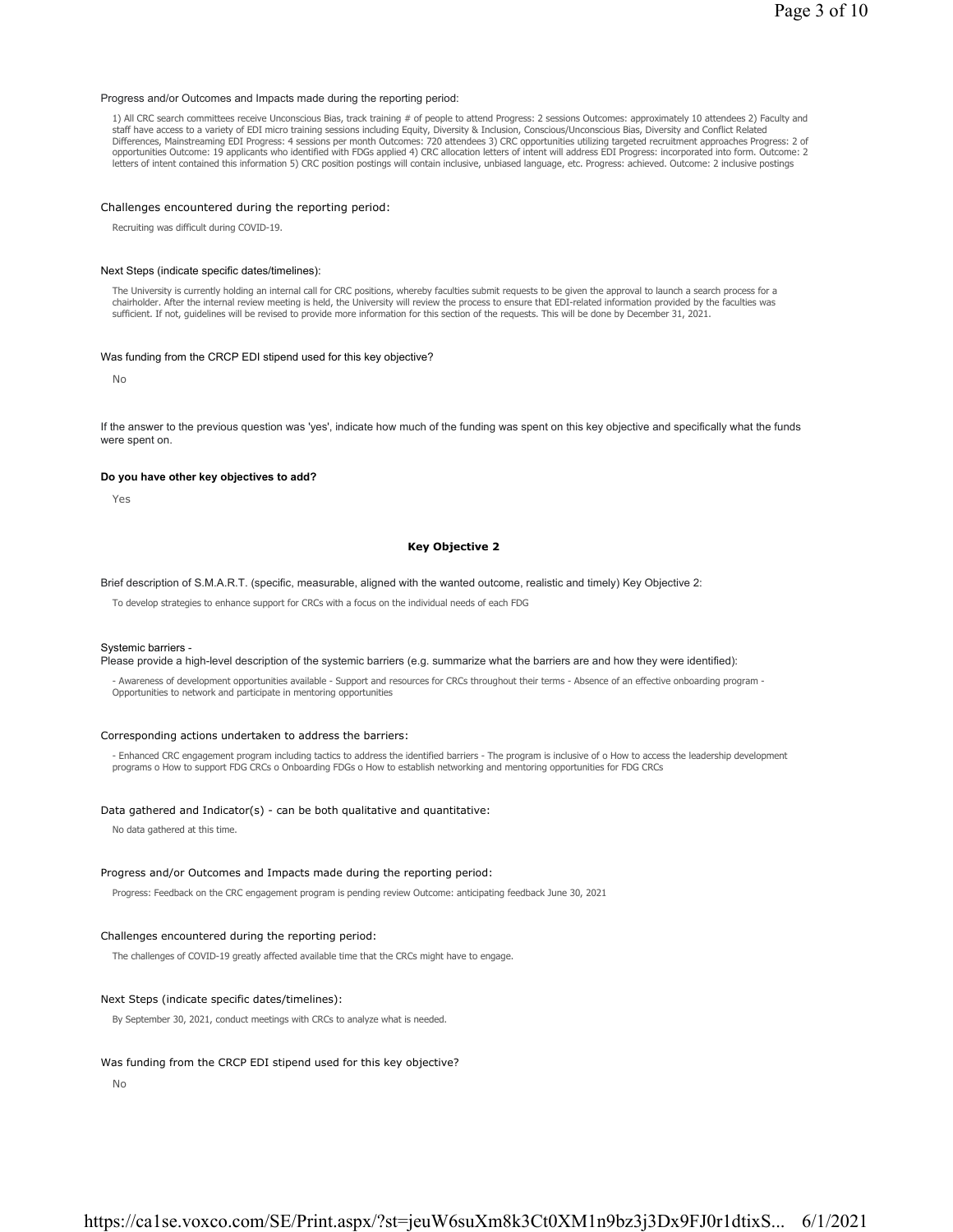Progress and/or Outcomes and Impacts made during the reporting period:

1) All CRC search committees receive Unconscious Bias, track training # of people to attend Progress: 2 sessions Outcomes: approximately 10 attendees 2) Faculty and staff have access to a variety of EDI micro training sessions including Equity, Diversity & Inclusion, Conscious/Unconscious Bias, Diversity and Conflict Related Differences, Mainstreaming EDI Progress: 4 sessions per month Outcomes: 720 attendees 3) CRC opportunities utilizing targeted recruitment approaches Progress: 2 of opportunities Outcome: 19 applicants who identified with FDGs applied 4) CRC allocation letters of intent will address EDI Progress: incorporated into form. Outcome: 2 letters of intent contained this information 5) CRC position postings will contain inclusive, unbiased language, etc. Progress: achieved. Outcome: 2 inclusive postings

Challenges encountered during the reporting period:

Recruiting was difficult during COVID-19.

Next Steps (indicate specific dates/timelines):

The University is currently holding an internal call for CRC positions, whereby faculties submit requests to be given the approval to launch a search process for a chairholder. After the internal review meeting is held, the University will review the process to ensure that EDI-related information provided by the faculties was sufficient. If not, guidelines will be revised to provide more information for this section of the requests. This will be done by December 31, 2021.

Was funding from the CRCP EDI stipend used for this key objective?

No

If the answer to the previous question was 'yes', indicate how much of the funding was spent on this key objective and specifically what the funds were spent on.

**Do you have other key objectives to add?**

Yes

## Key Objective 2

Brief description of S.M.A.R.T. (specific, measurable, aligned with the wanted outcome, realistic and timely) Key Objective 2:

To develop strategies to enhance support for CRCs with a focus on the individual needs of each FDG

Systemic barriers -
Please provide a high-level description of the systemic barriers (e.g. summarize what the barriers are and how they were identified):

- Awareness of development opportunities available - Support and resources for CRCs throughout their terms - Absence of an effective onboarding program - Opportunities to network and participate in mentoring opportunities

Corresponding actions undertaken to address the barriers:

- Enhanced CRC engagement program including tactics to address the identified barriers - The program is inclusive of o How to access the leadership development programs o How to support FDG CRCs o Onboarding FDGs o How to establish networking and mentoring opportunities for FDG CRCs

Data gathered and Indicator(s) - can be both qualitative and quantitative:

No data gathered at this time.

Progress and/or Outcomes and Impacts made during the reporting period:

Progress: Feedback on the CRC engagement program is pending review Outcome: anticipating feedback June 30, 2021

Challenges encountered during the reporting period:

The challenges of COVID-19 greatly affected available time that the CRCs might have to engage.

Next Steps (indicate specific dates/timelines):

By September 30, 2021, conduct meetings with CRCs to analyze what is needed.

Was funding from the CRCP EDI stipend used for this key objective?

No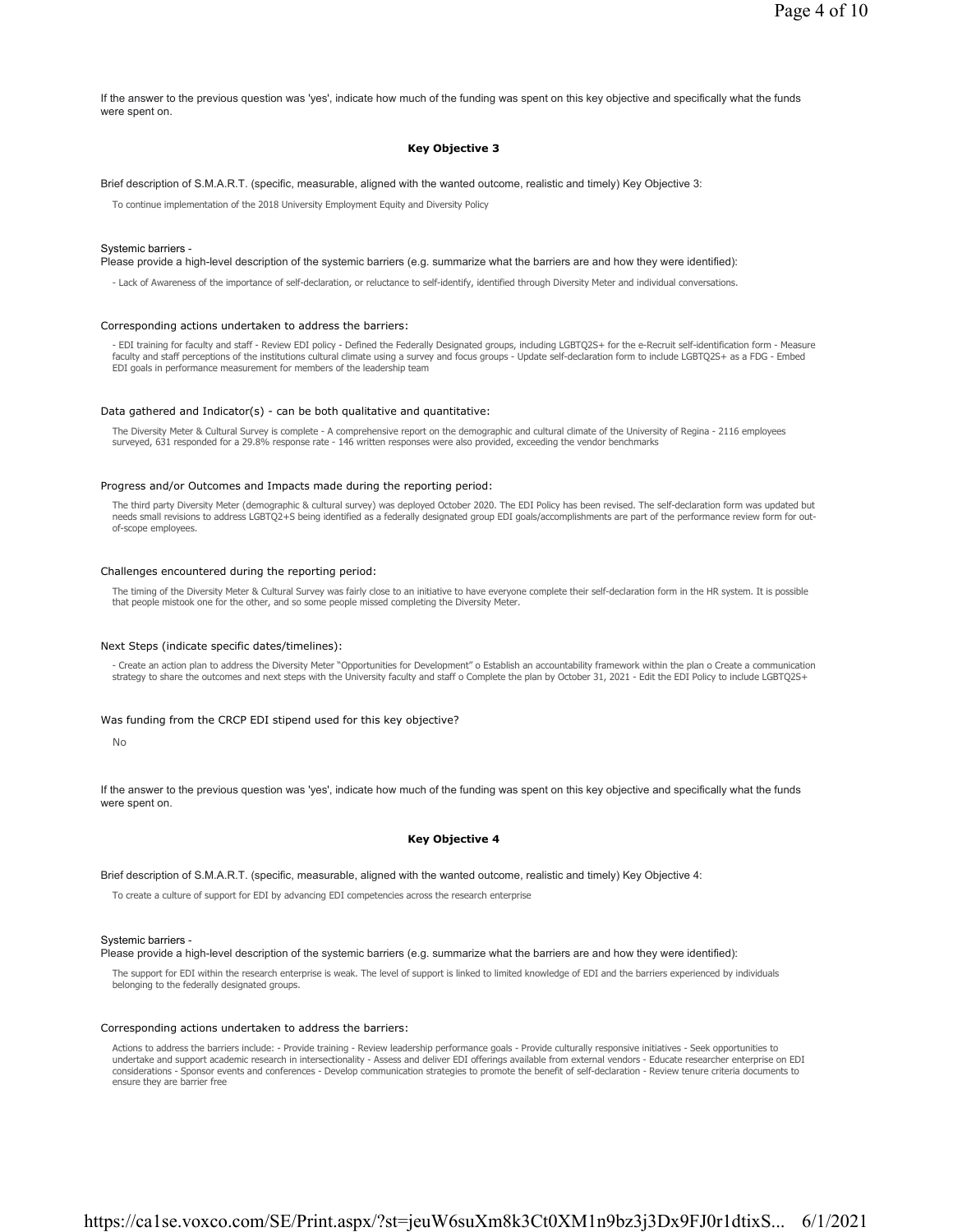If the answer to the previous question was 'yes', indicate how much of the funding was spent on this key objective and specifically what the funds were spent on.

### Key Objective 3

Brief description of S.M.A.R.T. (specific, measurable, aligned with the wanted outcome, realistic and timely) Key Objective 3:

To continue implementation of the 2018 University Employment Equity and Diversity Policy

Systemic barriers -
Please provide a high-level description of the systemic barriers (e.g. summarize what the barriers are and how they were identified):

- Lack of Awareness of the importance of self-declaration, or reluctance to self-identify, identified through Diversity Meter and individual conversations.

Corresponding actions undertaken to address the barriers:

- EDI training for faculty and staff - Review EDI policy - Defined the Federally Designated groups, including LGBTQ2S+ for the e-Recruit self-identification form - Measure faculty and staff perceptions of the institutions cultural climate using a survey and focus groups - Update self-declaration form to include LGBTQ2S+ as a FDG - Embed EDI goals in performance measurement for members of the leadership team

Data gathered and Indicator(s) - can be both qualitative and quantitative:

The Diversity Meter & Cultural Survey is complete - A comprehensive report on the demographic and cultural climate of the University of Regina - 2116 employees surveyed, 631 responded for a 29.8% response rate - 146 written responses were also provided, exceeding the vendor benchmarks

Progress and/or Outcomes and Impacts made during the reporting period:

The third party Diversity Meter (demographic & cultural survey) was deployed October 2020. The EDI Policy has been revised. The self-declaration form was updated but needs small revisions to address LGBTQ2+S being identified as a federally designated group EDI goals/accomplishments are part of the performance review form for out-of-scope employees.

Challenges encountered during the reporting period:

The timing of the Diversity Meter & Cultural Survey was fairly close to an initiative to have everyone complete their self-declaration form in the HR system. It is possible that people mistook one for the other, and so some people missed completing the Diversity Meter.

Next Steps (indicate specific dates/timelines):

- Create an action plan to address the Diversity Meter "Opportunities for Development" o Establish an accountability framework within the plan o Create a communication strategy to share the outcomes and next steps with the University faculty and staff o Complete the plan by October 31, 2021 - Edit the EDI Policy to include LGBTQ2S+

Was funding from the CRCP EDI stipend used for this key objective?

No

If the answer to the previous question was 'yes', indicate how much of the funding was spent on this key objective and specifically what the funds were spent on.

### Key Objective 4

Brief description of S.M.A.R.T. (specific, measurable, aligned with the wanted outcome, realistic and timely) Key Objective 4:

To create a culture of support for EDI by advancing EDI competencies across the research enterprise

Systemic barriers -
Please provide a high-level description of the systemic barriers (e.g. summarize what the barriers are and how they were identified):

The support for EDI within the research enterprise is weak. The level of support is linked to limited knowledge of EDI and the barriers experienced by individuals belonging to the federally designated groups.

Corresponding actions undertaken to address the barriers:

Actions to address the barriers include: - Provide training - Review leadership performance goals - Provide culturally responsive initiatives - Seek opportunities to undertake and support academic research in intersectionality - Assess and deliver EDI offerings available from external vendors - Educate researcher enterprise on EDI considerations - Sponsor events and conferences - Develop communication strategies to promote the benefit of self-declaration - Review tenure criteria documents to ensure they are barrier free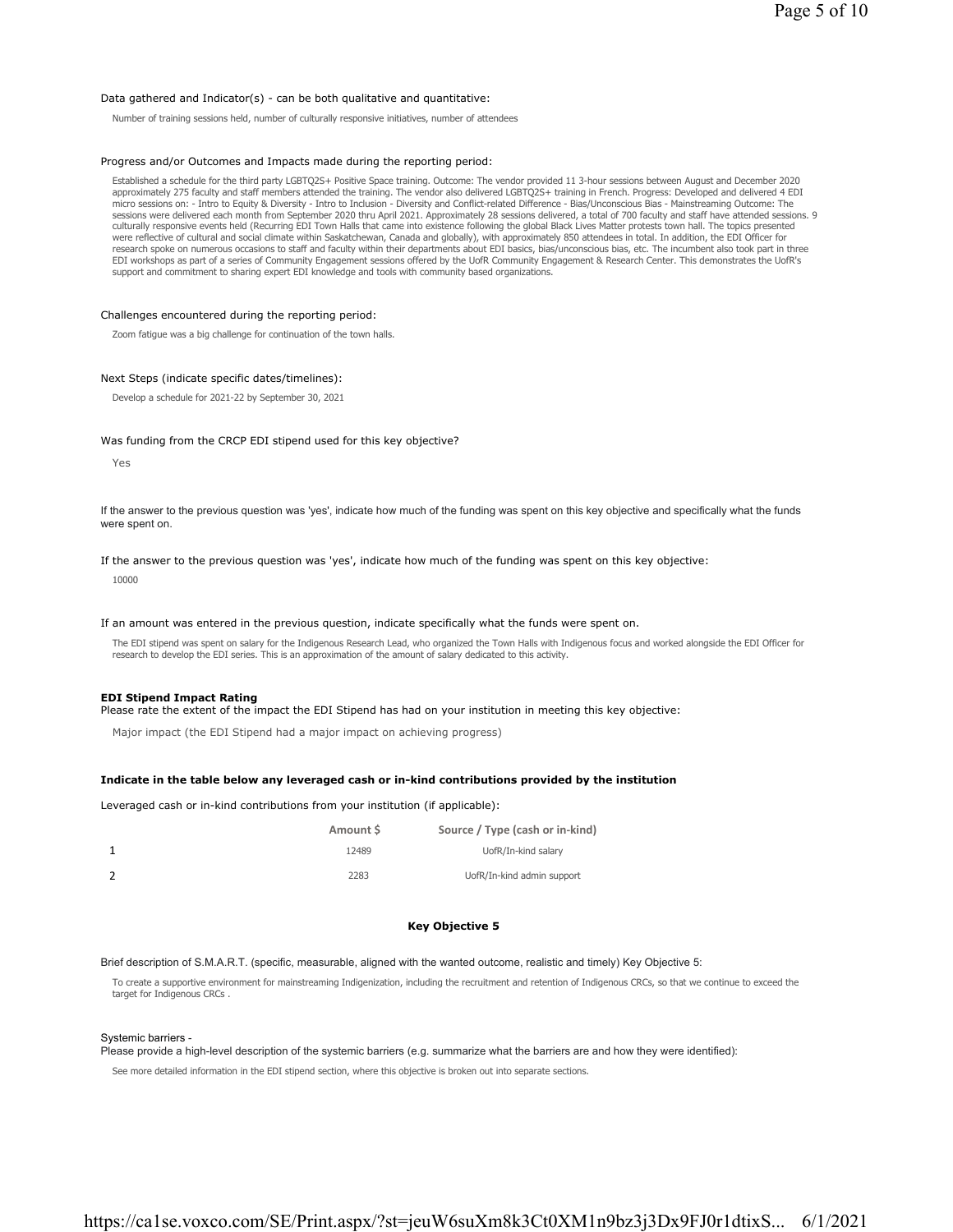Data gathered and Indicator(s) - can be both qualitative and quantitative:

Number of training sessions held, number of culturally responsive initiatives, number of attendees

Progress and/or Outcomes and Impacts made during the reporting period:

Established a schedule for the third party LGBTQ2S+ Positive Space training. Outcome: The vendor provided 11 3-hour sessions between August and December 2020 approximately 275 faculty and staff members attended the training. The vendor also delivered LGBTQ2S+ training in French. Progress: Developed and delivered 4 EDI micro sessions on: - Intro to Equity & Diversity - Intro to Inclusion - Diversity and Conflict-related Difference - Bias/Unconscious Bias - Mainstreaming Outcome: The sessions were delivered each month from September 2020 thru April 2021. Approximately 28 sessions delivered, a total of 700 faculty and staff have attended sessions. 9 culturally responsive events held (Recurring EDI Town Halls that came into existence following the global Black Lives Matter protests town hall. The topics presented were reflective of cultural and social climate within Saskatchewan, Canada and globally), with approximately 850 attendees in total. In addition, the EDI Officer for research spoke on numerous occasions to staff and faculty within their departments about EDI basics, bias/unconscious bias, etc. The incumbent also took part in three EDI workshops as part of a series of Community Engagement sessions offered by the UofR Community Engagement & Research Center. This demonstrates the UofR's support and commitment to sharing expert EDI knowledge and tools with community based organizations.

Challenges encountered during the reporting period:

Zoom fatigue was a big challenge for continuation of the town halls.

Next Steps (indicate specific dates/timelines):

Develop a schedule for 2021-22 by September 30, 2021

Was funding from the CRCP EDI stipend used for this key objective?

Yes

If the answer to the previous question was 'yes', indicate how much of the funding was spent on this key objective and specifically what the funds were spent on.

If the answer to the previous question was 'yes', indicate how much of the funding was spent on this key objective:

10000

If an amount was entered in the previous question, indicate specifically what the funds were spent on.

The EDI stipend was spent on salary for the Indigenous Research Lead, who organized the Town Halls with Indigenous focus and worked alongside the EDI Officer for research to develop the EDI series. This is an approximation of the amount of salary dedicated to this activity.

**EDI Stipend Impact Rating**
Please rate the extent of the impact the EDI Stipend has had on your institution in meeting this key objective:

Major impact (the EDI Stipend had a major impact on achieving progress)

**Indicate in the table below any leveraged cash or in-kind contributions provided by the institution**

Leveraged cash or in-kind contributions from your institution (if applicable):

| | Amount $ | Source / Type (cash or in-kind) |
|---|---|---|
| 1 | 12489 | UofR/In-kind salary |
| 2 | 2283 | UofR/In-kind admin support |

**Key Objective 5**

Brief description of S.M.A.R.T. (specific, measurable, aligned with the wanted outcome, realistic and timely) Key Objective 5:

To create a supportive environment for mainstreaming Indigenization, including the recruitment and retention of Indigenous CRCs, so that we continue to exceed the target for Indigenous CRCs .

Systemic barriers -
Please provide a high-level description of the systemic barriers (e.g. summarize what the barriers are and how they were identified):

See more detailed information in the EDI stipend section, where this objective is broken out into separate sections.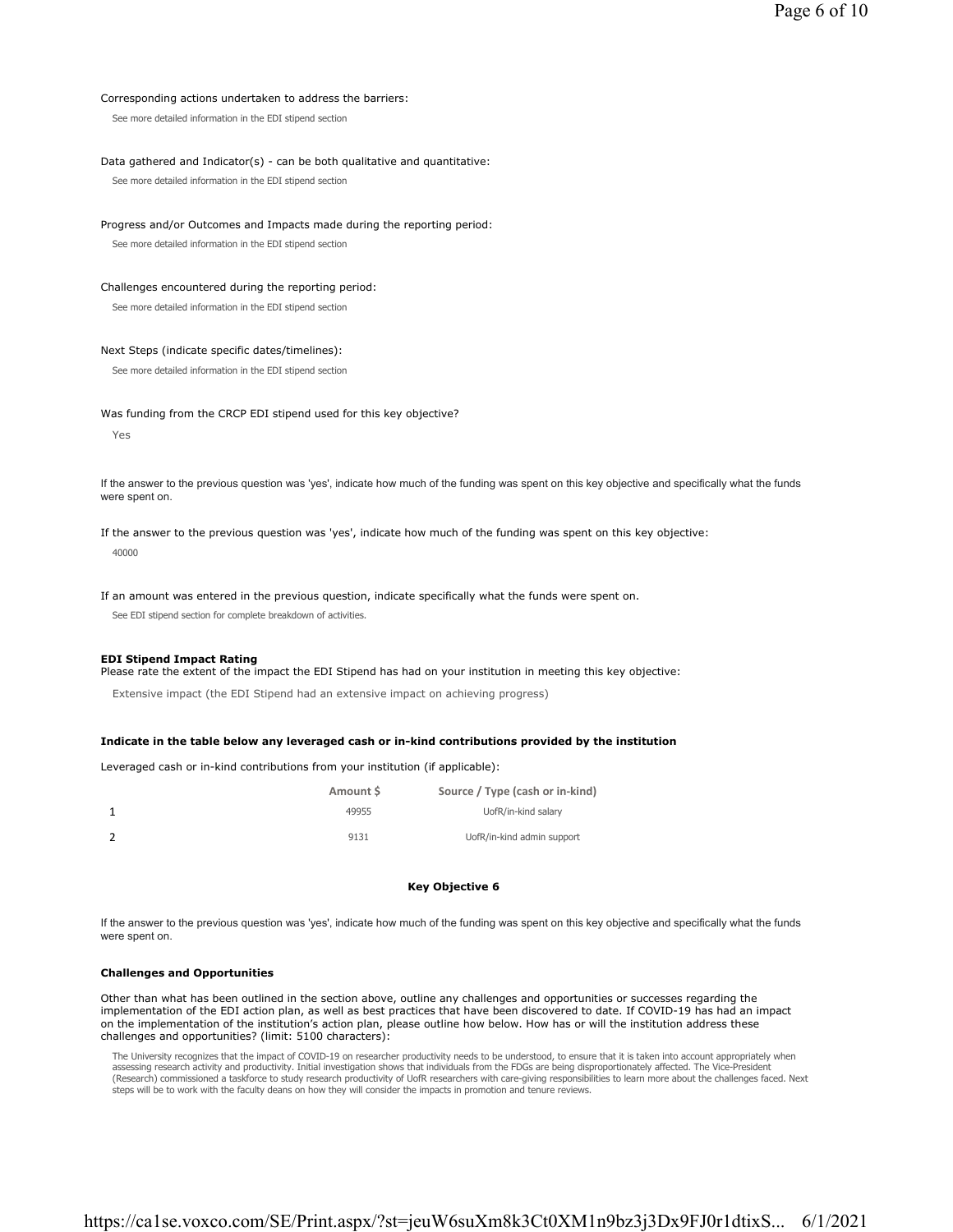Corresponding actions undertaken to address the barriers:

See more detailed information in the EDI stipend section

Data gathered and Indicator(s) - can be both qualitative and quantitative:

See more detailed information in the EDI stipend section

Progress and/or Outcomes and Impacts made during the reporting period:

See more detailed information in the EDI stipend section

Challenges encountered during the reporting period:

See more detailed information in the EDI stipend section

Next Steps (indicate specific dates/timelines):

See more detailed information in the EDI stipend section

Was funding from the CRCP EDI stipend used for this key objective?

Yes

If the answer to the previous question was 'yes', indicate how much of the funding was spent on this key objective and specifically what the funds were spent on.

If the answer to the previous question was 'yes', indicate how much of the funding was spent on this key objective:

40000

If an amount was entered in the previous question, indicate specifically what the funds were spent on.

See EDI stipend section for complete breakdown of activities.

**EDI Stipend Impact Rating**

Please rate the extent of the impact the EDI Stipend has had on your institution in meeting this key objective:

Extensive impact (the EDI Stipend had an extensive impact on achieving progress)

**Indicate in the table below any leveraged cash or in-kind contributions provided by the institution**

Leveraged cash or in-kind contributions from your institution (if applicable):

| | Amount $ | Source / Type (cash or in-kind) |
|---|---|---|
| 1 | 49955 | UofR/in-kind salary |
| 2 | 9131 | UofR/in-kind admin support |

**Key Objective 6**

If the answer to the previous question was 'yes', indicate how much of the funding was spent on this key objective and specifically what the funds were spent on.

**Challenges and Opportunities**

Other than what has been outlined in the section above, outline any challenges and opportunities or successes regarding the implementation of the EDI action plan, as well as best practices that have been discovered to date. If COVID-19 has had an impact on the implementation of the institution's action plan, please outline how below. How has or will the institution address these challenges and opportunities? (limit: 5100 characters):

The University recognizes that the impact of COVID-19 on researcher productivity needs to be understood, to ensure that it is taken into account appropriately when assessing research activity and productivity. Initial investigation shows that individuals from the FDGs are being disproportionately affected. The Vice-President (Research) commissioned a taskforce to study research productivity of UofR researchers with care-giving responsibilities to learn more about the challenges faced. Next steps will be to work with the faculty deans on how they will consider the impacts in promotion and tenure reviews.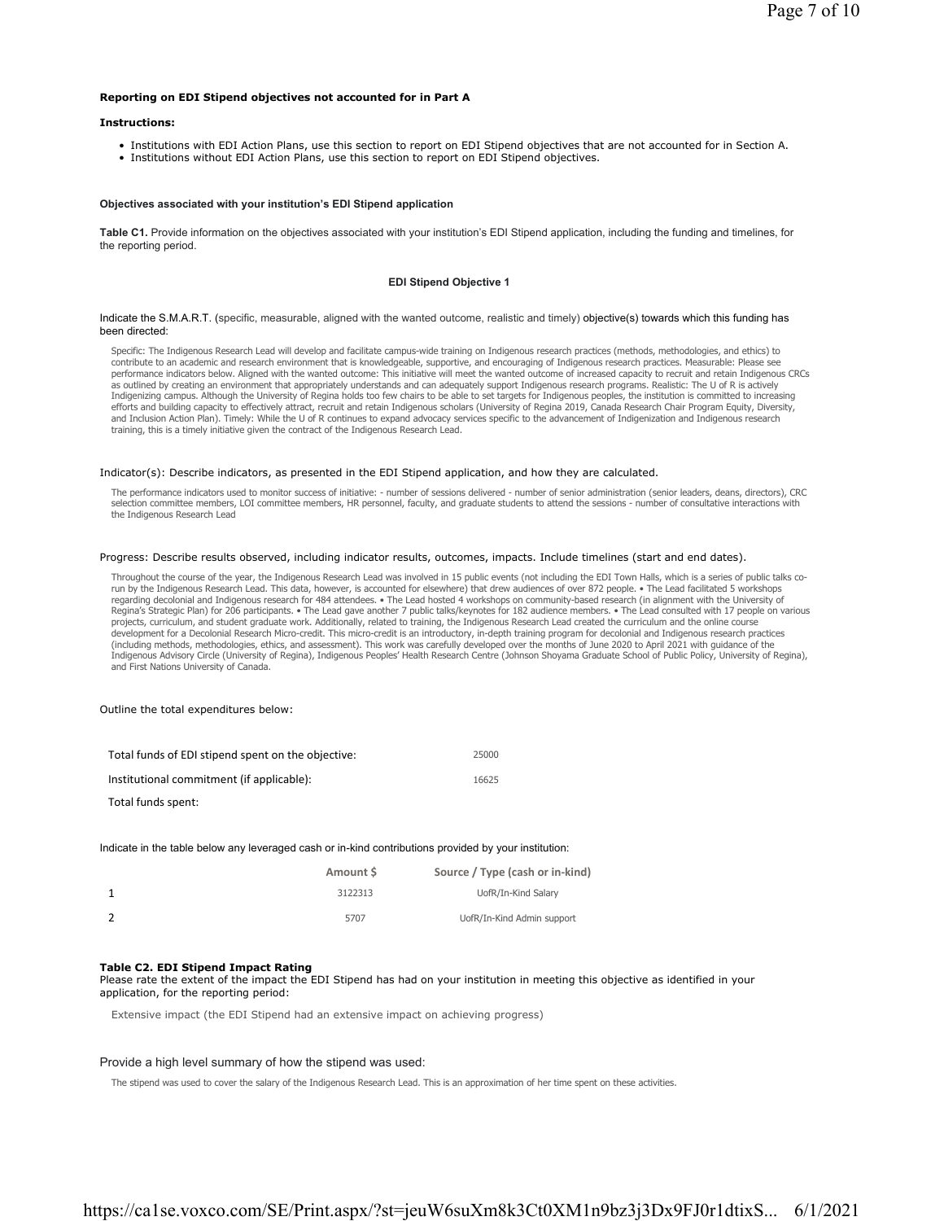**Reporting on EDI Stipend objectives not accounted for in Part A**

**Instructions:**

- Institutions with EDI Action Plans, use this section to report on EDI Stipend objectives that are not accounted for in Section A.
- Institutions without EDI Action Plans, use this section to report on EDI Stipend objectives.

**Objectives associated with your institution's EDI Stipend application**

**Table C1.** Provide information on the objectives associated with your institution's EDI Stipend application, including the funding and timelines, for the reporting period.

**EDI Stipend Objective 1**

Indicate the S.M.A.R.T. (specific, measurable, aligned with the wanted outcome, realistic and timely) objective(s) towards which this funding has been directed:

Specific: The Indigenous Research Lead will develop and facilitate campus-wide training on Indigenous research practices (methods, methodologies, and ethics) to contribute to an academic and research environment that is knowledgeable, supportive, and encouraging of Indigenous research practices. Measurable: Please see performance indicators below. Aligned with the wanted outcome: This initiative will meet the wanted outcome of increased capacity to recruit and retain Indigenous CRCs as outlined by creating an environment that appropriately understands and can adequately support Indigenous research programs. Realistic: The U of R is actively Indigenizing campus. Although the University of Regina holds too few chairs to be able to set targets for Indigenous peoples, the institution is committed to increasing efforts and building capacity to effectively attract, recruit and retain Indigenous scholars (University of Regina 2019, Canada Research Chair Program Equity, Diversity, and Inclusion Action Plan). Timely: While the U of R continues to expand advocacy services specific to the advancement of Indigenization and Indigenous research training, this is a timely initiative given the contract of the Indigenous Research Lead.

Indicator(s): Describe indicators, as presented in the EDI Stipend application, and how they are calculated.

The performance indicators used to monitor success of initiative: - number of sessions delivered - number of senior administration (senior leaders, deans, directors), CRC selection committee members, LOI committee members, HR personnel, faculty, and graduate students to attend the sessions - number of consultative interactions with the Indigenous Research Lead

Progress: Describe results observed, including indicator results, outcomes, impacts. Include timelines (start and end dates).

Throughout the course of the year, the Indigenous Research Lead was involved in 15 public events (not including the EDI Town Halls, which is a series of public talks co-run by the Indigenous Research Lead. This data, however, is accounted for elsewhere) that drew audiences of over 872 people. • The Lead facilitated 5 workshops regarding decolonial and Indigenous research for 484 attendees. • The Lead hosted 4 workshops on community-based research (in alignment with the University of Regina's Strategic Plan) for 206 participants. • The Lead gave another 7 public talks/keynotes for 182 audience members. • The Lead consulted with 17 people on various projects, curriculum, and student graduate work. Additionally, related to training, the Indigenous Research Lead created the curriculum and the online course development for a Decolonial Research Micro-credit. This micro-credit is an introductory, in-depth training program for decolonial and Indigenous research practices (including methods, methodologies, ethics, and assessment). This work was carefully developed over the months of June 2020 to April 2021 with guidance of the Indigenous Advisory Circle (University of Regina), Indigenous Peoples' Health Research Centre (Johnson Shoyama Graduate School of Public Policy, University of Regina), and First Nations University of Canada.

Outline the total expenditures below:

| | |
|---|---|
| Total funds of EDI stipend spent on the objective: | 25000 |
| Institutional commitment (if applicable): | 16625 |
| Total funds spent: | |

Indicate in the table below any leveraged cash or in-kind contributions provided by your institution:

| | Amount $ | Source / Type (cash or in-kind) |
|---|---|---|
| 1 | 3122313 | UofR/In-Kind Salary |
| 2 | 5707 | UofR/In-Kind Admin support |

**Table C2. EDI Stipend Impact Rating**
Please rate the extent of the impact the EDI Stipend has had on your institution in meeting this objective as identified in your application, for the reporting period:

Extensive impact (the EDI Stipend had an extensive impact on achieving progress)

Provide a high level summary of how the stipend was used:

The stipend was used to cover the salary of the Indigenous Research Lead. This is an approximation of her time spent on these activities.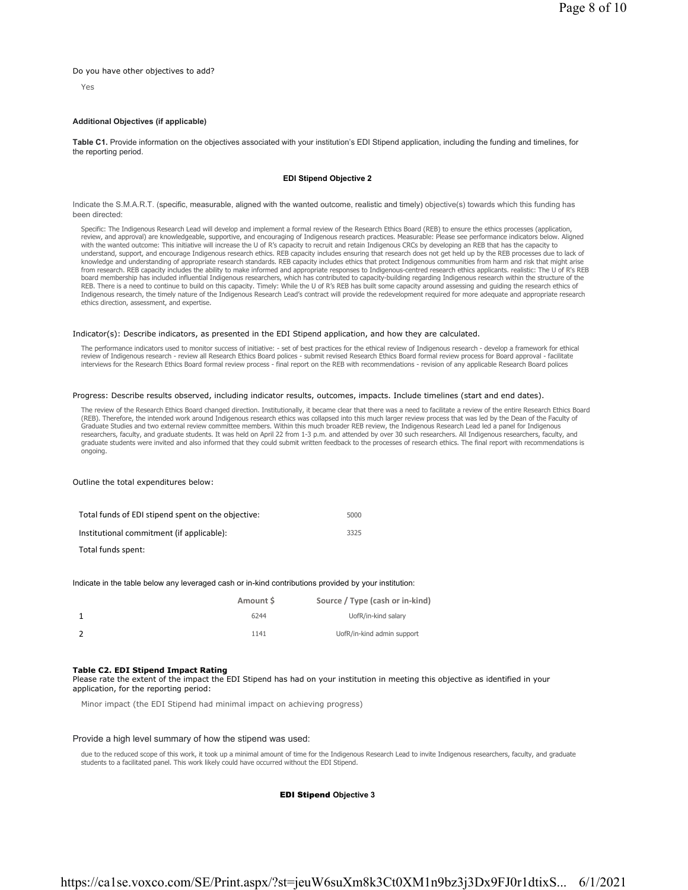Do you have other objectives to add?

Yes

**Additional Objectives (if applicable)**

**Table C1.** Provide information on the objectives associated with your institution's EDI Stipend application, including the funding and timelines, for the reporting period.

**EDI Stipend Objective 2**

Indicate the S.M.A.R.T. (specific, measurable, aligned with the wanted outcome, realistic and timely) objective(s) towards which this funding has been directed:

Specific: The Indigenous Research Lead will develop and implement a formal review of the Research Ethics Board (REB) to ensure the ethics processes (application, review, and approval) are knowledgeable, supportive, and encouraging of Indigenous research practices. Measurable: Please see performance indicators below. Aligned with the wanted outcome: This initiative will increase the U of R's capacity to recruit and retain Indigenous CRCs by developing an REB that has the capacity to understand, support, and encourage Indigenous research ethics. REB capacity includes ensuring that research does not get held up by the REB processes due to lack of knowledge and understanding of appropriate research standards. REB capacity includes ethics that protect Indigenous communities from harm and risk that might arise from research. REB capacity includes the ability to make informed and appropriate responses to Indigenous-centred research ethics applicants. realistic: The U of R's REB board membership has included influential Indigenous researchers, which has contributed to capacity-building regarding Indigenous research within the structure of the REB. There is a need to continue to build on this capacity. Timely: While the U of R's REB has built some capacity around assessing and guiding the research ethics of Indigenous research, the timely nature of the Indigenous Research Lead's contract will provide the redevelopment required for more adequate and appropriate research ethics direction, assessment, and expertise.

Indicator(s): Describe indicators, as presented in the EDI Stipend application, and how they are calculated.

The performance indicators used to monitor success of initiative: - set of best practices for the ethical review of Indigenous research - develop a framework for ethical review of Indigenous research - review all Research Ethics Board polices - submit revised Research Ethics Board formal review process for Board approval - facilitate interviews for the Research Ethics Board formal review process - final report on the REB with recommendations - revision of any applicable Research Board polices

Progress: Describe results observed, including indicator results, outcomes, impacts. Include timelines (start and end dates).

The review of the Research Ethics Board changed direction. Institutionally, it became clear that there was a need to facilitate a review of the entire Research Ethics Board (REB). Therefore, the intended work around Indigenous research ethics was collapsed into this much larger review process that was led by the Dean of the Faculty of Graduate Studies and two external review committee members. Within this much broader REB review, the Indigenous Research Lead led a panel for Indigenous researchers, faculty, and graduate students. It was held on April 22 from 1-3 p.m. and attended by over 30 such researchers. All Indigenous researchers, faculty, and graduate students were invited and also informed that they could submit written feedback to the processes of research ethics. The final report with recommendations is ongoing.

Outline the total expenditures below:

| | |
|---|---|
| Total funds of EDI stipend spent on the objective: | 5000 |
| Institutional commitment (if applicable): | 3325 |
| Total funds spent: | |

Indicate in the table below any leveraged cash or in-kind contributions provided by your institution:

| | Amount $ | Source / Type (cash or in-kind) |
|---|---|---|
| 1 | 6244 | UofR/in-kind salary |
| 2 | 1141 | UofR/in-kind admin support |

**Table C2. EDI Stipend Impact Rating**
Please rate the extent of the impact the EDI Stipend has had on your institution in meeting this objective as identified in your application, for the reporting period:

Minor impact (the EDI Stipend had minimal impact on achieving progress)

Provide a high level summary of how the stipend was used:

due to the reduced scope of this work, it took up a minimal amount of time for the Indigenous Research Lead to invite Indigenous researchers, faculty, and graduate students to a facilitated panel. This work likely could have occurred without the EDI Stipend.

**EDI Stipend Objective 3**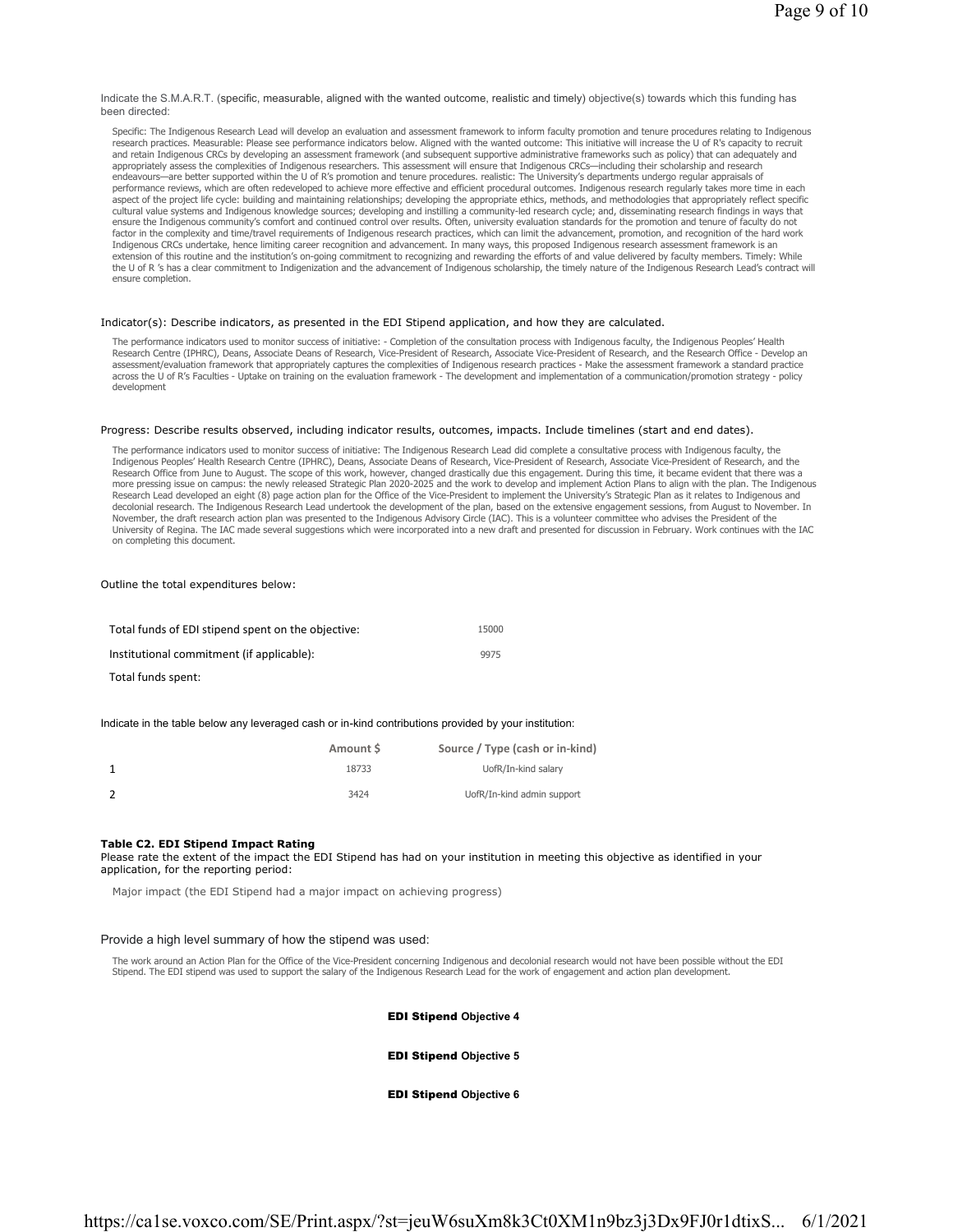Indicate the S.M.A.R.T. (specific, measurable, aligned with the wanted outcome, realistic and timely) objective(s) towards which this funding has been directed:

Specific: The Indigenous Research Lead will develop an evaluation and assessment framework to inform faculty promotion and tenure procedures relating to Indigenous research practices. Measurable: Please see performance indicators below. Aligned with the wanted outcome: This initiative will increase the U of R's capacity to recruit and retain Indigenous CRCs by developing an assessment framework (and subsequent supportive administrative frameworks such as policy) that can adequately and appropriately assess the complexities of Indigenous researchers. This assessment will ensure that Indigenous CRCs—including their scholarship and research endeavours—are better supported within the U of R's promotion and tenure procedures. realistic: The University's departments undergo regular appraisals of performance reviews, which are often redeveloped to achieve more effective and efficient procedural outcomes. Indigenous research regularly takes more time in each aspect of the project life cycle: building and maintaining relationships; developing the appropriate ethics, methods, and methodologies that appropriately reflect specific cultural value systems and Indigenous knowledge sources; developing and instilling a community-led research cycle; and, disseminating research findings in ways that ensure the Indigenous community's comfort and continued control over results. Often, university evaluation standards for the promotion and tenure of faculty do not factor in the complexity and time/travel requirements of Indigenous research practices, which can limit the advancement, promotion, and recognition of the hard work Indigenous CRCs undertake, hence limiting career recognition and advancement. In many ways, this proposed Indigenous research assessment framework is an extension of this routine and the institution's on-going commitment to recognizing and rewarding the efforts of and value delivered by faculty members. Timely: While the U of R 's has a clear commitment to Indigenization and the advancement of Indigenous scholarship, the timely nature of the Indigenous Research Lead's contract will ensure completion.

Indicator(s): Describe indicators, as presented in the EDI Stipend application, and how they are calculated.

The performance indicators used to monitor success of initiative: - Completion of the consultation process with Indigenous faculty, the Indigenous Peoples' Health Research Centre (IPHRC), Deans, Associate Deans of Research, Vice-President of Research, Associate Vice-President of Research, and the Research Office - Develop an assessment/evaluation framework that appropriately captures the complexities of Indigenous research practices - Make the assessment framework a standard practice across the U of R's Faculties - Uptake on training on the evaluation framework - The development and implementation of a communication/promotion strategy - policy development

Progress: Describe results observed, including indicator results, outcomes, impacts. Include timelines (start and end dates).

The performance indicators used to monitor success of initiative: The Indigenous Research Lead did complete a consultative process with Indigenous faculty, the Indigenous Peoples' Health Research Centre (IPHRC), Deans, Associate Deans of Research, Vice-President of Research, Associate Vice-President of Research, and the Research Office from June to August. The scope of this work, however, changed drastically due this engagement. During this time, it became evident that there was a more pressing issue on campus: the newly released Strategic Plan 2020-2025 and the work to develop and implement Action Plans to align with the plan. The Indigenous Research Lead developed an eight (8) page action plan for the Office of the Vice-President to implement the University's Strategic Plan as it relates to Indigenous and decolonial research. The Indigenous Research Lead undertook the development of the plan, based on the extensive engagement sessions, from August to November. In November, the draft research action plan was presented to the Indigenous Advisory Circle (IAC). This is a volunteer committee who advises the President of the University of Regina. The IAC made several suggestions which were incorporated into a new draft and presented for discussion in February. Work continues with the IAC on completing this document.

Outline the total expenditures below:

| | |
|---|---|
| Total funds of EDI stipend spent on the objective: | 15000 |
| Institutional commitment (if applicable): | 9975 |
| Total funds spent: | |

Indicate in the table below any leveraged cash or in-kind contributions provided by your institution:

| | Amount $ | Source / Type (cash or in-kind) |
|---|---|---|
| 1 | 18733 | UofR/In-kind salary |
| 2 | 3424 | UofR/In-kind admin support |

**Table C2. EDI Stipend Impact Rating**

Please rate the extent of the impact the EDI Stipend has had on your institution in meeting this objective as identified in your application, for the reporting period:

Major impact (the EDI Stipend had a major impact on achieving progress)

Provide a high level summary of how the stipend was used:

The work around an Action Plan for the Office of the Vice-President concerning Indigenous and decolonial research would not have been possible without the EDI Stipend. The EDI stipend was used to support the salary of the Indigenous Research Lead for the work of engagement and action plan development.

**EDI Stipend Objective 4**

**EDI Stipend Objective 5**

**EDI Stipend Objective 6**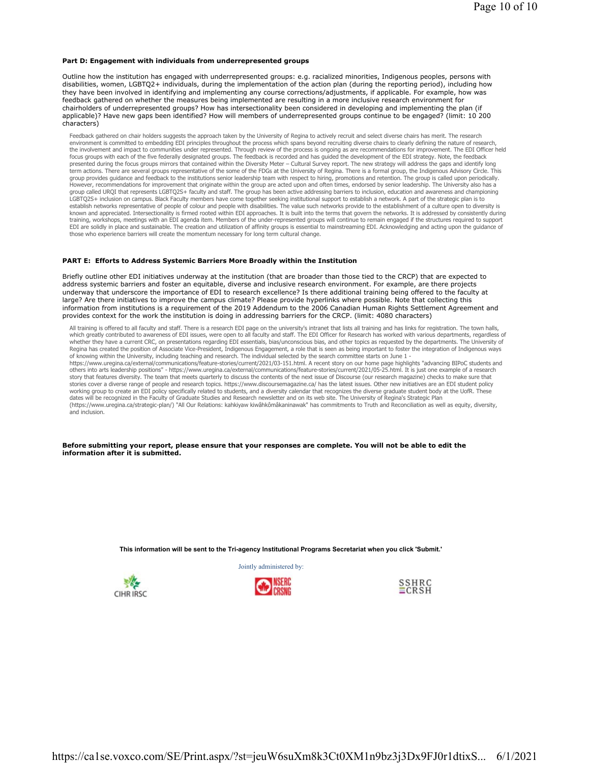**Part D: Engagement with individuals from underrepresented groups**

Outline how the institution has engaged with underrepresented groups: e.g. racialized minorities, Indigenous peoples, persons with disabilities, women, LGBTQ2+ individuals, during the implementation of the action plan (during the reporting period), including how they have been involved in identifying and implementing any course corrections/adjustments, if applicable. For example, how was feedback gathered on whether the measures being implemented are resulting in a more inclusive research environment for chairholders of underrepresented groups? How has intersectionality been considered in developing and implementing the plan (if applicable)? Have new gaps been identified? How will members of underrepresented groups continue to be engaged? (limit: 10 200 characters)

Feedback gathered on chair holders suggests the approach taken by the University of Regina to actively recruit and select diverse chairs has merit. The research environment is committed to embedding EDI principles throughout the process which spans beyond recruiting diverse chairs to clearly defining the nature of research, the involvement and impact to communities under represented. Through review of the process is ongoing as are recommendations for improvement. The EDI Officer held focus groups with each of the five federally designated groups. The feedback is recorded and has guided the development of the EDI strategy. Note, the feedback presented during the focus groups mirrors that contained within the Diversity Meter – Cultural Survey report. The new strategy will address the gaps and identify long term actions. There are several groups representative of the some of the FDGs at the University of Regina. There is a formal group, the Indigenous Advisory Circle. This group provides guidance and feedback to the institutions senior leadership team with respect to hiring, promotions and retention. The group is called upon periodically. However, recommendations for improvement that originate within the group are acted upon and often times, endorsed by senior leadership. The University also has a group called URQI that represents LGBTQ2S+ faculty and staff. The group has been active addressing barriers to inclusion, education and awareness and championing LGBTQ2S+ inclusion on campus. Black Faculty members have come together seeking institutional support to establish a network. A part of the strategic plan is to establish networks representative of people of colour and people with disabilities. The value such networks provide to the establishment of a culture open to diversity is known and appreciated. Intersectionality is firmed rooted within EDI approaches. It is built into the terms that govern the networks. It is addressed by consistently during training, workshops, meetings with an EDI agenda item. Members of the under-represented groups will continue to remain engaged if the structures required to support EDI are solidly in place and sustainable. The creation and utilization of affinity groups is essential to mainstreaming EDI. Acknowledging and acting upon the guidance of those who experience barriers will create the momentum necessary for long term cultural change.

**PART E: Efforts to Address Systemic Barriers More Broadly within the Institution**

Briefly outline other EDI initiatives underway at the institution (that are broader than those tied to the CRCP) that are expected to address systemic barriers and foster an equitable, diverse and inclusive research environment. For example, are there projects underway that underscore the importance of EDI to research excellence? Is there additional training being offered to the faculty at large? Are there initiatives to improve the campus climate? Please provide hyperlinks where possible. Note that collecting this information from institutions is a requirement of the 2019 Addendum to the 2006 Canadian Human Rights Settlement Agreement and provides context for the work the institution is doing in addressing barriers for the CRCP. (limit: 4080 characters)

All training is offered to all faculty and staff. There is a research EDI page on the university's intranet that lists all training and has links for registration. The town halls, which greatly contributed to awareness of EDI issues, were open to all faculty and staff. The EDI Officer for Research has worked with various departments, regardless of whether they have a current CRC, on presentations regarding EDI essentials, bias/unconscious bias, and other topics as requested by the departments. The University of Regina has created the position of Associate Vice-President, Indigenous Engagement, a role that is seen as being important to foster the integration of Indigenous ways of knowing within the University, including teaching and research. The individual selected by the search committee starts on June 1 - https://www.uregina.ca/external/communications/feature-stories/current/2021/03-151.html. A recent story on our home page highlights "advancing BIPoC students and others into arts leadership positions" - https://www.uregina.ca/external/communications/feature-stories/current/2021/05-25.html. It is just one example of a research story that features diversity. The team that meets quarterly to discuss the contents of the next issue of Discourse (our research magazine) checks to make sure that stories cover a diverse range of people and research topics. https://www.discoursemagazine.ca/ has the latest issues. Other new initiatives are an EDI student policy working group to create an EDI policy specifically related to students, and a diversity calendar that recognizes the diverse graduate student body at the UofR. These dates will be recognized in the Faculty of Graduate Studies and Research newsletter and on its web site. The University of Regina's Strategic Plan (https://www.uregina.ca/strategic-plan/) "All Our Relations: kahkiyaw kiwâhkômâkaninawak" has commitments to Truth and Reconciliation as well as equity, diversity, and inclusion.

**Before submitting your report, please ensure that your responses are complete. You will not be able to edit the information after it is submitted.**

**This information will be sent to the Tri-agency Institutional Programs Secretariat when you click 'Submit.'**

Jointly administered by:

CIHR IRSC

NSERC CRSNG

SSHRC CRSH